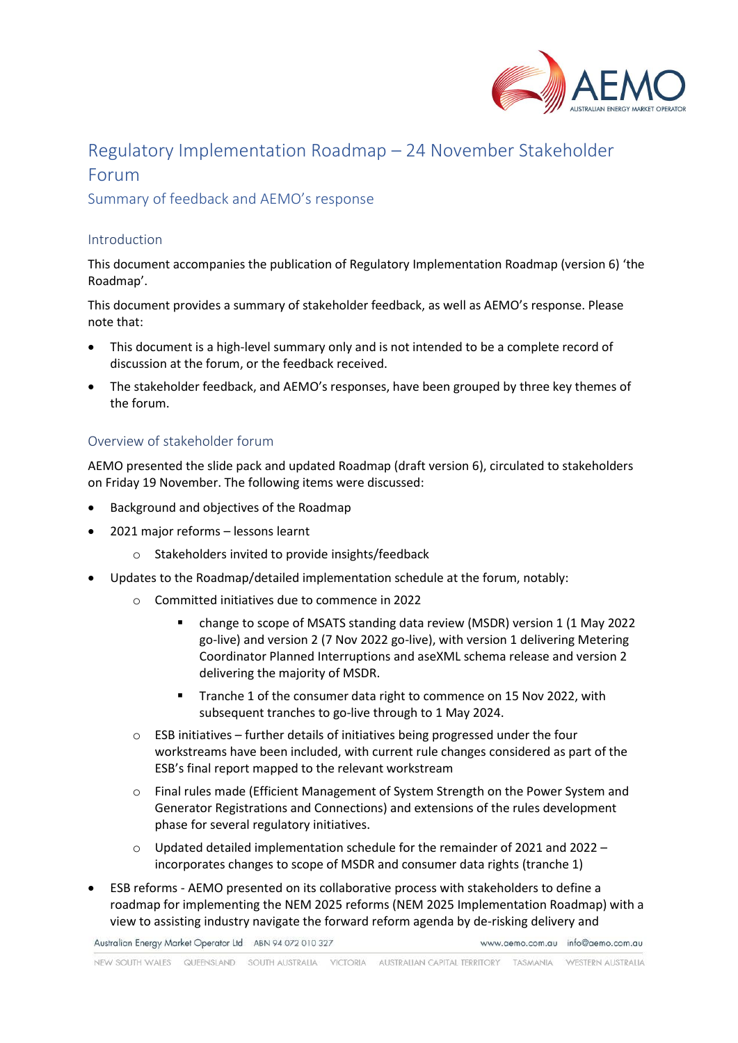# Regulatory Implementation Roadmap – 24 November Stakeholder Forum

## Summary of feedback and AEMO's response

### Introduction

This document accompanies the publication of Regulatory Implementation Roadmap (version 6) 'the Roadmap'.

This document provides a summary of stakeholder feedback, as well as AEMO's response. Please note that:

- This document is a high-level summary only and is not intended to be a complete record of discussion at the forum, or the feedback received.
- The stakeholder feedback, and AEMO's responses, have been grouped by three key themes of the forum.

### Overview of stakeholder forum

AEMO presented the slide pack and updated Roadmap (draft version 6), circulated to stakeholders on Friday 19 November. The following items were discussed:

- Background and objectives of the Roadmap
- 2021 major reforms – lessons learnt
  - Stakeholders invited to provide insights/feedback
- Updates to the Roadmap/detailed implementation schedule at the forum, notably:
  - Committed initiatives due to commence in 2022
    - change to scope of MSATS standing data review (MSDR) version 1 (1 May 2022 go-live) and version 2 (7 Nov 2022 go-live), with version 1 delivering Metering Coordinator Planned Interruptions and aseXML schema release and version 2 delivering the majority of MSDR.
    - Tranche 1 of the consumer data right to commence on 15 Nov 2022, with subsequent tranches to go-live through to 1 May 2024.
  - ESB initiatives – further details of initiatives being progressed under the four workstreams have been included, with current rule changes considered as part of the ESB's final report mapped to the relevant workstream
  - Final rules made (Efficient Management of System Strength on the Power System and Generator Registrations and Connections) and extensions of the rules development phase for several regulatory initiatives.
  - Updated detailed implementation schedule for the remainder of 2021 and 2022 – incorporates changes to scope of MSDR and consumer data rights (tranche 1)
- ESB reforms - AEMO presented on its collaborative process with stakeholders to define a roadmap for implementing the NEM 2025 reforms (NEM 2025 Implementation Roadmap) with a view to assisting industry navigate the forward reform agenda by de-risking delivery and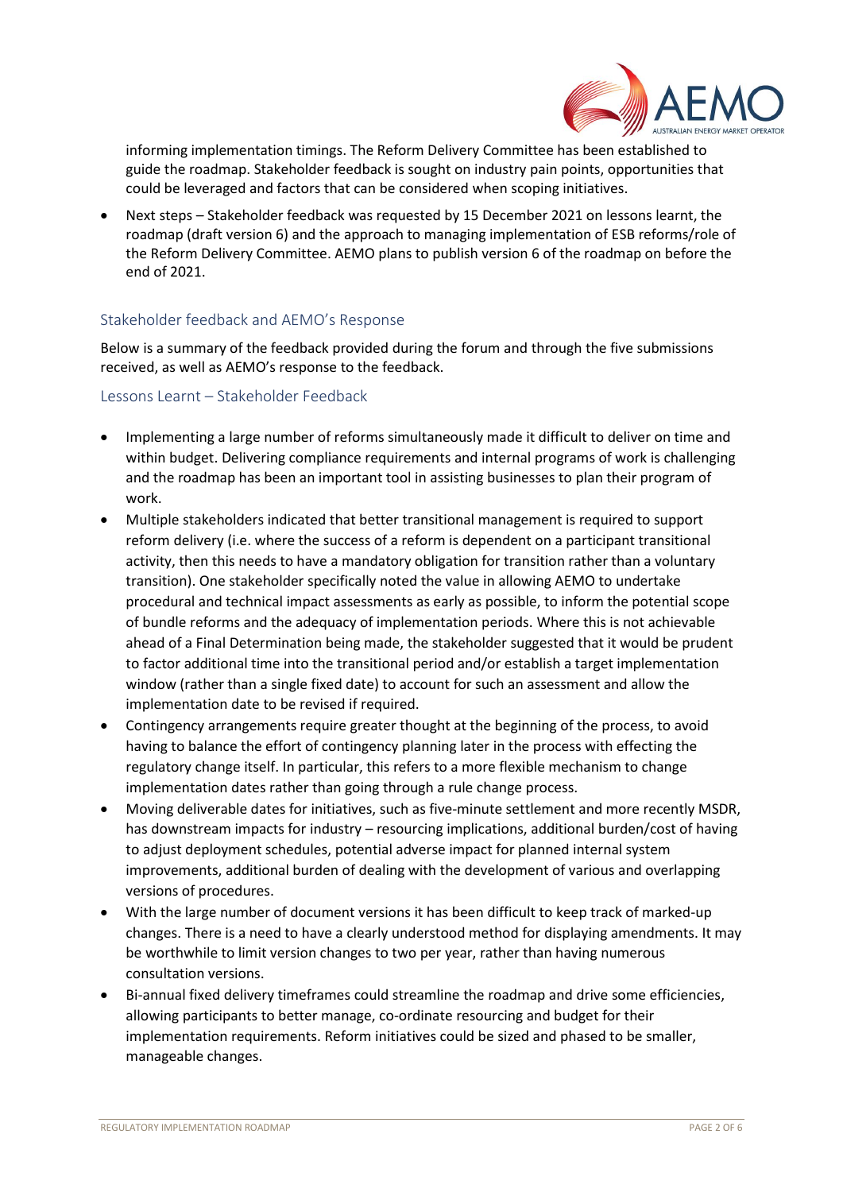informing implementation timings. The Reform Delivery Committee has been established to guide the roadmap. Stakeholder feedback is sought on industry pain points, opportunities that could be leveraged and factors that can be considered when scoping initiatives.

- Next steps – Stakeholder feedback was requested by 15 December 2021 on lessons learnt, the roadmap (draft version 6) and the approach to managing implementation of ESB reforms/role of the Reform Delivery Committee. AEMO plans to publish version 6 of the roadmap on before the end of 2021.

## Stakeholder feedback and AEMO's Response

Below is a summary of the feedback provided during the forum and through the five submissions received, as well as AEMO's response to the feedback.

### Lessons Learnt – Stakeholder Feedback

- Implementing a large number of reforms simultaneously made it difficult to deliver on time and within budget. Delivering compliance requirements and internal programs of work is challenging and the roadmap has been an important tool in assisting businesses to plan their program of work.
- Multiple stakeholders indicated that better transitional management is required to support reform delivery (i.e. where the success of a reform is dependent on a participant transitional activity, then this needs to have a mandatory obligation for transition rather than a voluntary transition). One stakeholder specifically noted the value in allowing AEMO to undertake procedural and technical impact assessments as early as possible, to inform the potential scope of bundle reforms and the adequacy of implementation periods. Where this is not achievable ahead of a Final Determination being made, the stakeholder suggested that it would be prudent to factor additional time into the transitional period and/or establish a target implementation window (rather than a single fixed date) to account for such an assessment and allow the implementation date to be revised if required.
- Contingency arrangements require greater thought at the beginning of the process, to avoid having to balance the effort of contingency planning later in the process with effecting the regulatory change itself. In particular, this refers to a more flexible mechanism to change implementation dates rather than going through a rule change process.
- Moving deliverable dates for initiatives, such as five-minute settlement and more recently MSDR, has downstream impacts for industry – resourcing implications, additional burden/cost of having to adjust deployment schedules, potential adverse impact for planned internal system improvements, additional burden of dealing with the development of various and overlapping versions of procedures.
- With the large number of document versions it has been difficult to keep track of marked-up changes. There is a need to have a clearly understood method for displaying amendments. It may be worthwhile to limit version changes to two per year, rather than having numerous consultation versions.
- Bi-annual fixed delivery timeframes could streamline the roadmap and drive some efficiencies, allowing participants to better manage, co-ordinate resourcing and budget for their implementation requirements. Reform initiatives could be sized and phased to be smaller, manageable changes.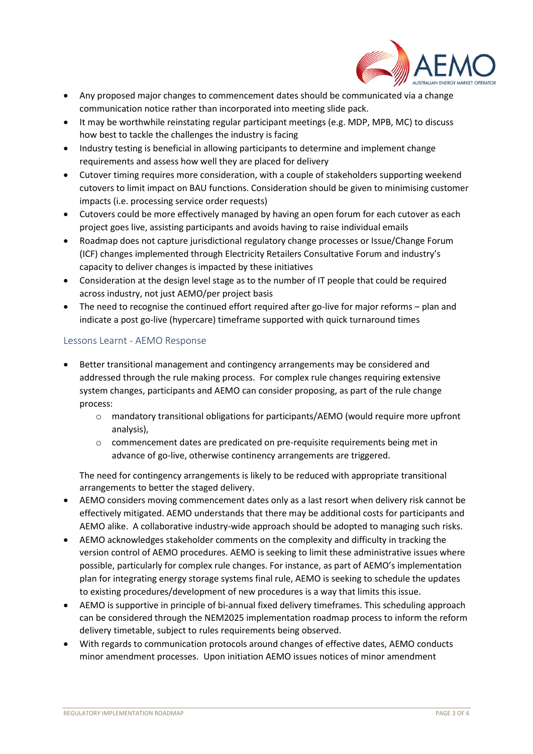- Any proposed major changes to commencement dates should be communicated via a change communication notice rather than incorporated into meeting slide pack.
- It may be worthwhile reinstating regular participant meetings (e.g. MDP, MPB, MC) to discuss how best to tackle the challenges the industry is facing
- Industry testing is beneficial in allowing participants to determine and implement change requirements and assess how well they are placed for delivery
- Cutover timing requires more consideration, with a couple of stakeholders supporting weekend cutovers to limit impact on BAU functions. Consideration should be given to minimising customer impacts (i.e. processing service order requests)
- Cutovers could be more effectively managed by having an open forum for each cutover as each project goes live, assisting participants and avoids having to raise individual emails
- Roadmap does not capture jurisdictional regulatory change processes or Issue/Change Forum (ICF) changes implemented through Electricity Retailers Consultative Forum and industry's capacity to deliver changes is impacted by these initiatives
- Consideration at the design level stage as to the number of IT people that could be required across industry, not just AEMO/per project basis
- The need to recognise the continued effort required after go-live for major reforms – plan and indicate a post go-live (hypercare) timeframe supported with quick turnaround times

### Lessons Learnt - AEMO Response

- Better transitional management and contingency arrangements may be considered and addressed through the rule making process. For complex rule changes requiring extensive system changes, participants and AEMO can consider proposing, as part of the rule change process:
  - mandatory transitional obligations for participants/AEMO (would require more upfront analysis),
  - commencement dates are predicated on pre-requisite requirements being met in advance of go-live, otherwise continency arrangements are triggered.

  The need for contingency arrangements is likely to be reduced with appropriate transitional arrangements to better the staged delivery.
- AEMO considers moving commencement dates only as a last resort when delivery risk cannot be effectively mitigated. AEMO understands that there may be additional costs for participants and AEMO alike. A collaborative industry-wide approach should be adopted to managing such risks.
- AEMO acknowledges stakeholder comments on the complexity and difficulty in tracking the version control of AEMO procedures. AEMO is seeking to limit these administrative issues where possible, particularly for complex rule changes. For instance, as part of AEMO's implementation plan for integrating energy storage systems final rule, AEMO is seeking to schedule the updates to existing procedures/development of new procedures is a way that limits this issue.
- AEMO is supportive in principle of bi-annual fixed delivery timeframes. This scheduling approach can be considered through the NEM2025 implementation roadmap process to inform the reform delivery timetable, subject to rules requirements being observed.
- With regards to communication protocols around changes of effective dates, AEMO conducts minor amendment processes. Upon initiation AEMO issues notices of minor amendment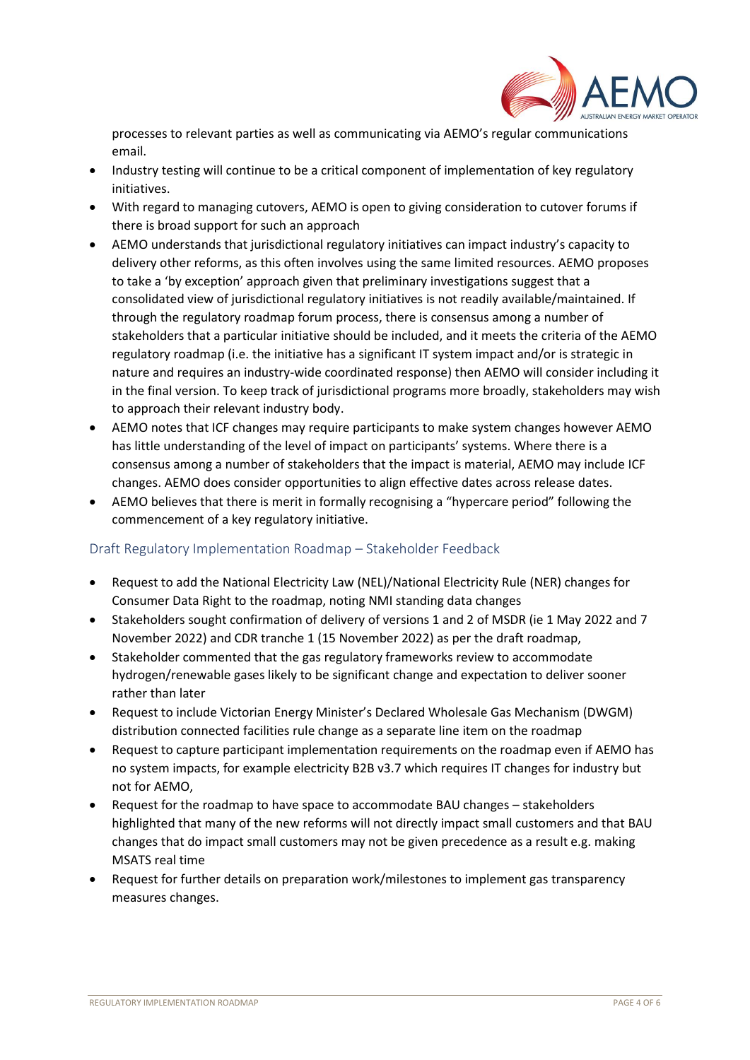processes to relevant parties as well as communicating via AEMO's regular communications email.

- Industry testing will continue to be a critical component of implementation of key regulatory initiatives.
- With regard to managing cutovers, AEMO is open to giving consideration to cutover forums if there is broad support for such an approach
- AEMO understands that jurisdictional regulatory initiatives can impact industry's capacity to delivery other reforms, as this often involves using the same limited resources. AEMO proposes to take a 'by exception' approach given that preliminary investigations suggest that a consolidated view of jurisdictional regulatory initiatives is not readily available/maintained. If through the regulatory roadmap forum process, there is consensus among a number of stakeholders that a particular initiative should be included, and it meets the criteria of the AEMO regulatory roadmap (i.e. the initiative has a significant IT system impact and/or is strategic in nature and requires an industry-wide coordinated response) then AEMO will consider including it in the final version. To keep track of jurisdictional programs more broadly, stakeholders may wish to approach their relevant industry body.
- AEMO notes that ICF changes may require participants to make system changes however AEMO has little understanding of the level of impact on participants' systems. Where there is a consensus among a number of stakeholders that the impact is material, AEMO may include ICF changes. AEMO does consider opportunities to align effective dates across release dates.
- AEMO believes that there is merit in formally recognising a "hypercare period" following the commencement of a key regulatory initiative.

## Draft Regulatory Implementation Roadmap – Stakeholder Feedback

- Request to add the National Electricity Law (NEL)/National Electricity Rule (NER) changes for Consumer Data Right to the roadmap, noting NMI standing data changes
- Stakeholders sought confirmation of delivery of versions 1 and 2 of MSDR (ie 1 May 2022 and 7 November 2022) and CDR tranche 1 (15 November 2022) as per the draft roadmap,
- Stakeholder commented that the gas regulatory frameworks review to accommodate hydrogen/renewable gases likely to be significant change and expectation to deliver sooner rather than later
- Request to include Victorian Energy Minister's Declared Wholesale Gas Mechanism (DWGM) distribution connected facilities rule change as a separate line item on the roadmap
- Request to capture participant implementation requirements on the roadmap even if AEMO has no system impacts, for example electricity B2B v3.7 which requires IT changes for industry but not for AEMO,
- Request for the roadmap to have space to accommodate BAU changes – stakeholders highlighted that many of the new reforms will not directly impact small customers and that BAU changes that do impact small customers may not be given precedence as a result e.g. making MSATS real time
- Request for further details on preparation work/milestones to implement gas transparency measures changes.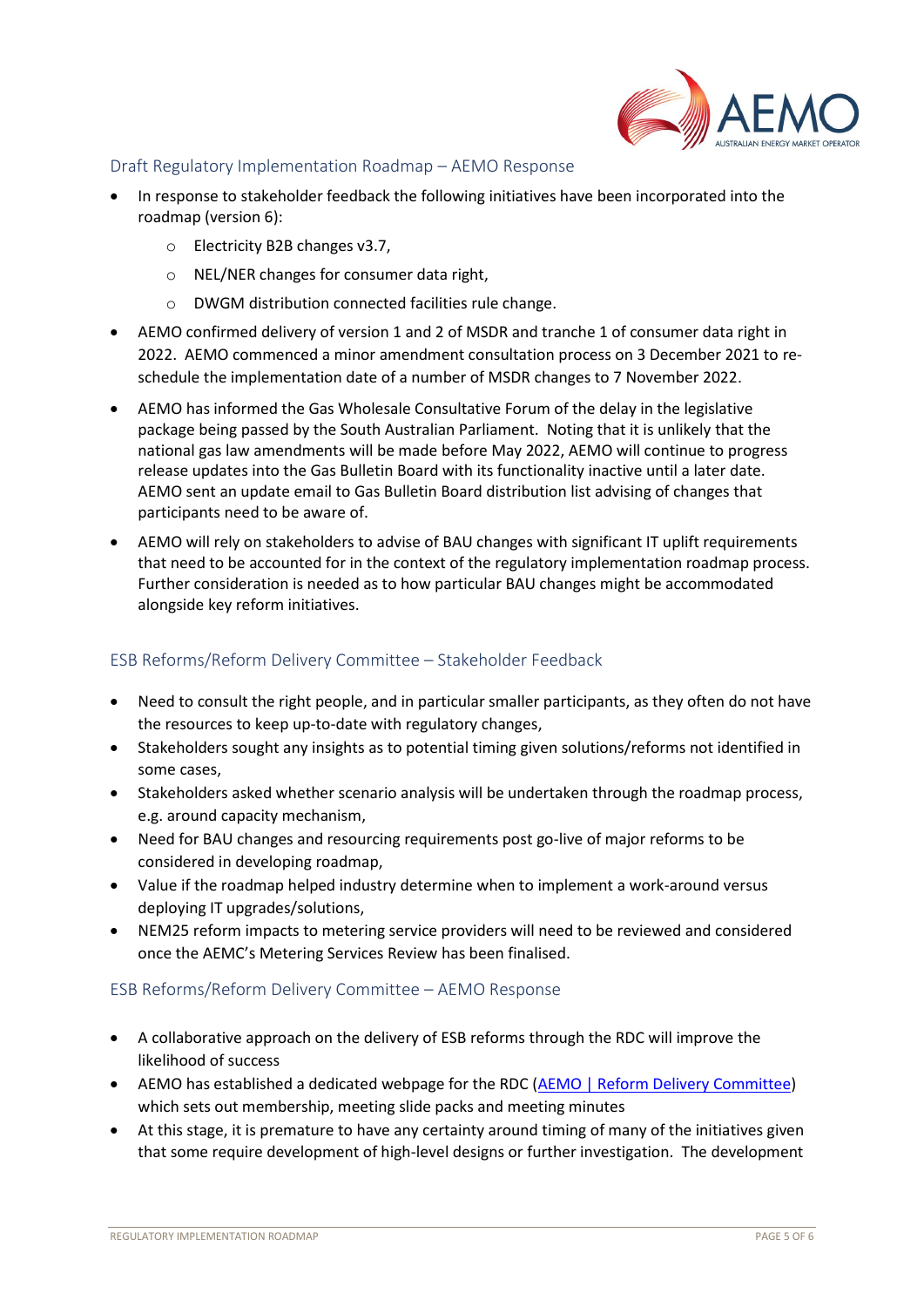## Draft Regulatory Implementation Roadmap – AEMO Response

- In response to stakeholder feedback the following initiatives have been incorporated into the roadmap (version 6):
  - Electricity B2B changes v3.7,
  - NEL/NER changes for consumer data right,
  - DWGM distribution connected facilities rule change.
- AEMO confirmed delivery of version 1 and 2 of MSDR and tranche 1 of consumer data right in 2022. AEMO commenced a minor amendment consultation process on 3 December 2021 to re-schedule the implementation date of a number of MSDR changes to 7 November 2022.
- AEMO has informed the Gas Wholesale Consultative Forum of the delay in the legislative package being passed by the South Australian Parliament. Noting that it is unlikely that the national gas law amendments will be made before May 2022, AEMO will continue to progress release updates into the Gas Bulletin Board with its functionality inactive until a later date. AEMO sent an update email to Gas Bulletin Board distribution list advising of changes that participants need to be aware of.
- AEMO will rely on stakeholders to advise of BAU changes with significant IT uplift requirements that need to be accounted for in the context of the regulatory implementation roadmap process. Further consideration is needed as to how particular BAU changes might be accommodated alongside key reform initiatives.

## ESB Reforms/Reform Delivery Committee – Stakeholder Feedback

- Need to consult the right people, and in particular smaller participants, as they often do not have the resources to keep up-to-date with regulatory changes,
- Stakeholders sought any insights as to potential timing given solutions/reforms not identified in some cases,
- Stakeholders asked whether scenario analysis will be undertaken through the roadmap process, e.g. around capacity mechanism,
- Need for BAU changes and resourcing requirements post go-live of major reforms to be considered in developing roadmap,
- Value if the roadmap helped industry determine when to implement a work-around versus deploying IT upgrades/solutions,
- NEM25 reform impacts to metering service providers will need to be reviewed and considered once the AEMC's Metering Services Review has been finalised.

## ESB Reforms/Reform Delivery Committee – AEMO Response

- A collaborative approach on the delivery of ESB reforms through the RDC will improve the likelihood of success
- AEMO has established a dedicated webpage for the RDC (AEMO | Reform Delivery Committee) which sets out membership, meeting slide packs and meeting minutes
- At this stage, it is premature to have any certainty around timing of many of the initiatives given that some require development of high-level designs or further investigation. The development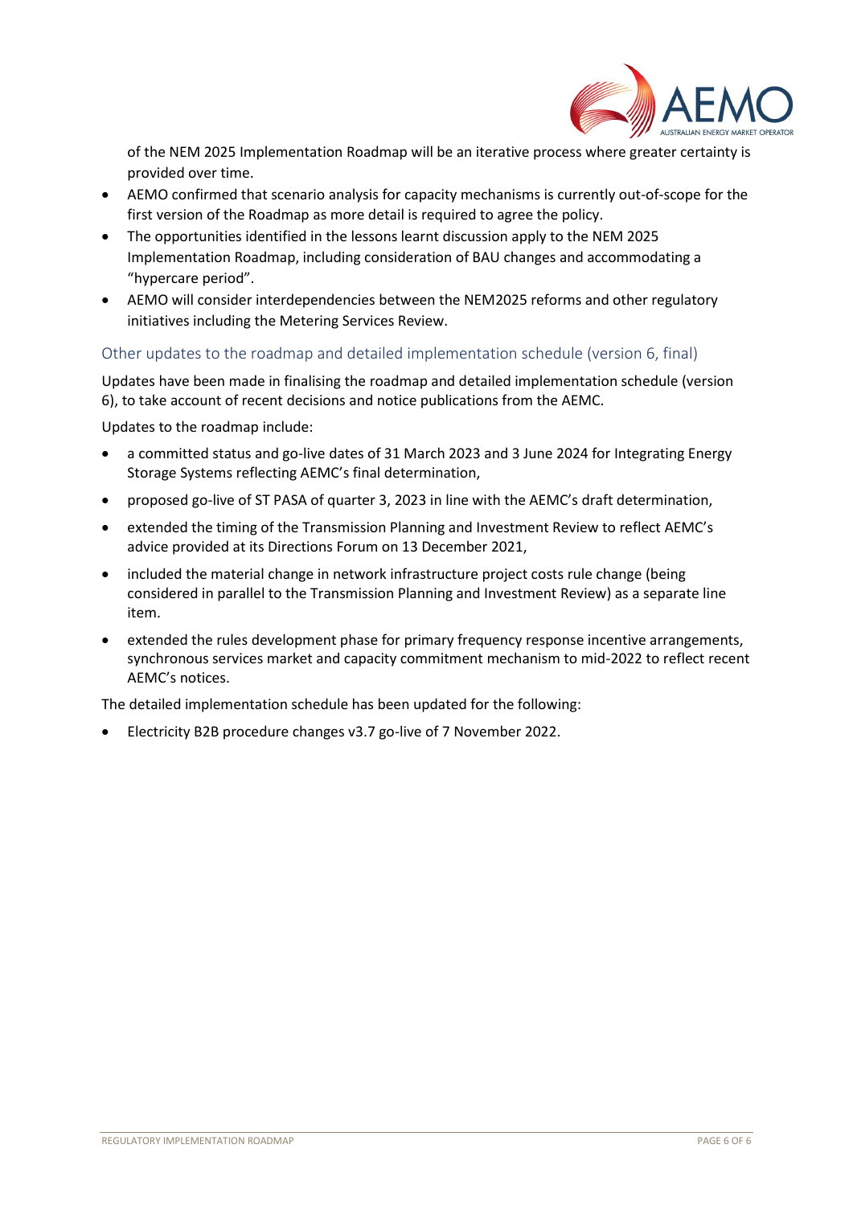of the NEM 2025 Implementation Roadmap will be an iterative process where greater certainty is provided over time.

- AEMO confirmed that scenario analysis for capacity mechanisms is currently out-of-scope for the first version of the Roadmap as more detail is required to agree the policy.
- The opportunities identified in the lessons learnt discussion apply to the NEM 2025 Implementation Roadmap, including consideration of BAU changes and accommodating a "hypercare period".
- AEMO will consider interdependencies between the NEM2025 reforms and other regulatory initiatives including the Metering Services Review.

### Other updates to the roadmap and detailed implementation schedule (version 6, final)

Updates have been made in finalising the roadmap and detailed implementation schedule (version 6), to take account of recent decisions and notice publications from the AEMC.

Updates to the roadmap include:

- a committed status and go-live dates of 31 March 2023 and 3 June 2024 for Integrating Energy Storage Systems reflecting AEMC's final determination,
- proposed go-live of ST PASA of quarter 3, 2023 in line with the AEMC's draft determination,
- extended the timing of the Transmission Planning and Investment Review to reflect AEMC's advice provided at its Directions Forum on 13 December 2021,
- included the material change in network infrastructure project costs rule change (being considered in parallel to the Transmission Planning and Investment Review) as a separate line item.
- extended the rules development phase for primary frequency response incentive arrangements, synchronous services market and capacity commitment mechanism to mid-2022 to reflect recent AEMC's notices.

The detailed implementation schedule has been updated for the following:

- Electricity B2B procedure changes v3.7 go-live of 7 November 2022.